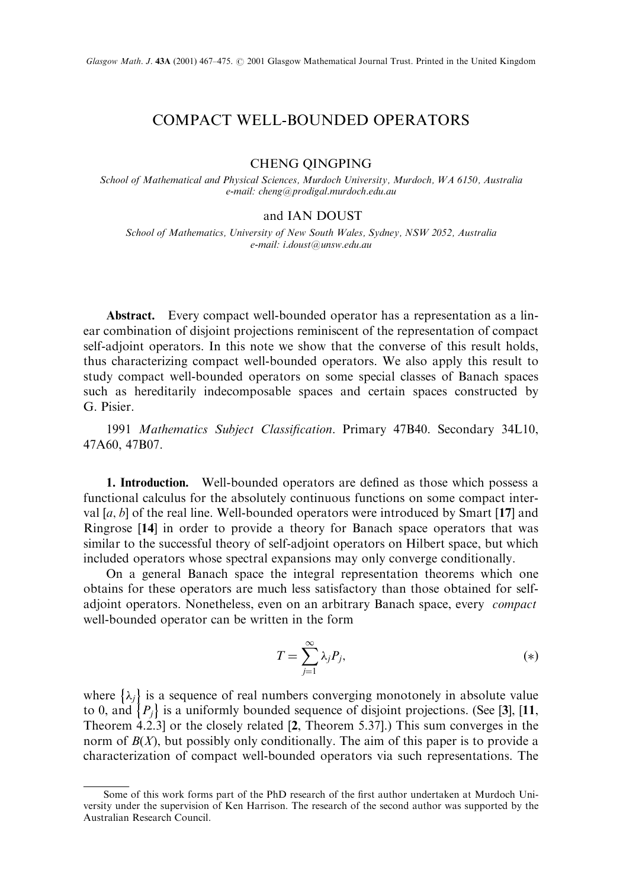# COMPACT WELL-BOUNDED OPERATORS

CHENG QINGPING

*School of Mathematical and Physical Sciences, Murdoch University, Murdoch, WA 6150, Australia*
*e-mail: cheng@prodigal.murdoch.edu.au*

and IAN DOUST

*School of Mathematics, University of New South Wales, Sydney, NSW 2052, Australia*
*e-mail: i.doust@unsw.edu.au*

**Abstract.** Every compact well-bounded operator has a representation as a linear combination of disjoint projections reminiscent of the representation of compact self-adjoint operators. In this note we show that the converse of this result holds, thus characterizing compact well-bounded operators. We also apply this result to study compact well-bounded operators on some special classes of Banach spaces such as hereditarily indecomposable spaces and certain spaces constructed by G. Pisier.

1991 *Mathematics Subject Classification*. Primary 47B40. Secondary 34L10, 47A60, 47B07.

**1. Introduction.** Well-bounded operators are defined as those which possess a functional calculus for the absolutely continuous functions on some compact interval $[a, b]$ of the real line. Well-bounded operators were introduced by Smart [**17**] and Ringrose [**14**] in order to provide a theory for Banach space operators that was similar to the successful theory of self-adjoint operators on Hilbert space, but which included operators whose spectral expansions may only converge conditionally.

On a general Banach space the integral representation theorems which one obtains for these operators are much less satisfactory than those obtained for self-adjoint operators. Nonetheless, even on an arbitrary Banach space, every *compact* well-bounded operator can be written in the form

$$T = \sum_{j=1}^{\infty} \lambda_j P_j, \tag{$*$}$$

where $\{\lambda_j\}$ is a sequence of real numbers converging monotonely in absolute value to 0, and $\{P_j\}$ is a uniformly bounded sequence of disjoint projections. (See [**3**], [**11**, Theorem 4.2.3] or the closely related [**2**, Theorem 5.37].) This sum converges in the norm of $B(X)$, but possibly only conditionally. The aim of this paper is to provide a characterization of compact well-bounded operators via such representations. The

Some of this work forms part of the PhD research of the first author undertaken at Murdoch University under the supervision of Ken Harrison. The research of the second author was supported by the Australian Research Council.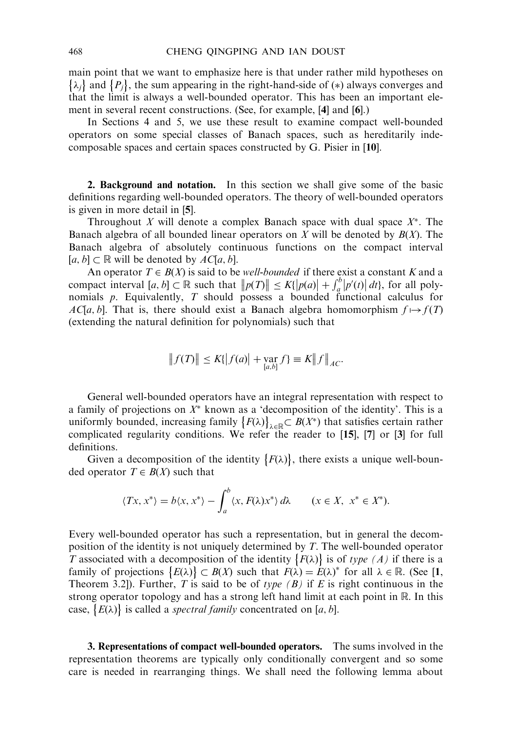main point that we want to emphasize here is that under rather mild hypotheses on $\{\lambda_j\}$ and $\{P_j\}$, the sum appearing in the right-hand-side of $(*)$ always converges and that the limit is always a well-bounded operator. This has been an important element in several recent constructions. (See, for example, [**4**] and [**6**].)

In Sections 4 and 5, we use these result to examine compact well-bounded operators on some special classes of Banach spaces, such as hereditarily indecomposable spaces and certain spaces constructed by G. Pisier in [**10**].

**2. Background and notation.** In this section we shall give some of the basic definitions regarding well-bounded operators. The theory of well-bounded operators is given in more detail in [**5**].

Throughout $X$ will denote a complex Banach space with dual space $X^*$. The Banach algebra of all bounded linear operators on $X$ will be denoted by $B(X)$. The Banach algebra of absolutely continuous functions on the compact interval $[a, b] \subset \mathbb{R}$ will be denoted by $AC[a, b]$.

An operator $T \in B(X)$ is said to be *well-bounded* if there exist a constant $K$ and a compact interval $[a, b] \subset \mathbb{R}$ such that $\|p(T)\| \leq K\{|p(a)| + \int_a^b |p'(t)|\, dt\}$, for all polynomials $p$. Equivalently, $T$ should possess a bounded functional calculus for $AC[a, b]$. That is, there should exist a Banach algebra homomorphism $f \mapsto f(T)$ (extending the natural definition for polynomials) such that

$$\|f(T)\| \leq K\{|f(a)| + \operatorname*{var}_{[a,b]} f\} \equiv K\|f\|_{AC}.$$

General well-bounded operators have an integral representation with respect to a family of projections on $X^*$ known as a 'decomposition of the identity'. This is a uniformly bounded, increasing family $\{F(\lambda)\}_{\lambda \in \mathbb{R}} \subset B(X^*)$ that satisfies certain rather complicated regularity conditions. We refer the reader to [**15**], [**7**] or [**3**] for full definitions.

Given a decomposition of the identity $\{F(\lambda)\}$, there exists a unique well-bounded operator $T \in B(X)$ such that

$$\langle Tx, x^* \rangle = b\langle x, x^* \rangle - \int_a^b \langle x, F(\lambda)x^* \rangle \, d\lambda \qquad (x \in X, \ x^* \in X^*).$$

Every well-bounded operator has such a representation, but in general the decomposition of the identity is not uniquely determined by $T$. The well-bounded operator $T$ associated with a decomposition of the identity $\{F(\lambda)\}$ is of *type (A)* if there is a family of projections $\{E(\lambda)\} \subset B(X)$ such that $F(\lambda) = E(\lambda)^*$ for all $\lambda \in \mathbb{R}$. (See [**1**, Theorem 3.2]). Further, $T$ is said to be of *type (B)* if $E$ is right continuous in the strong operator topology and has a strong left hand limit at each point in $\mathbb{R}$. In this case, $\{E(\lambda)\}$ is called a *spectral family* concentrated on $[a, b]$.

**3. Representations of compact well-bounded operators.** The sums involved in the representation theorems are typically only conditionally convergent and so some care is needed in rearranging things. We shall need the following lemma about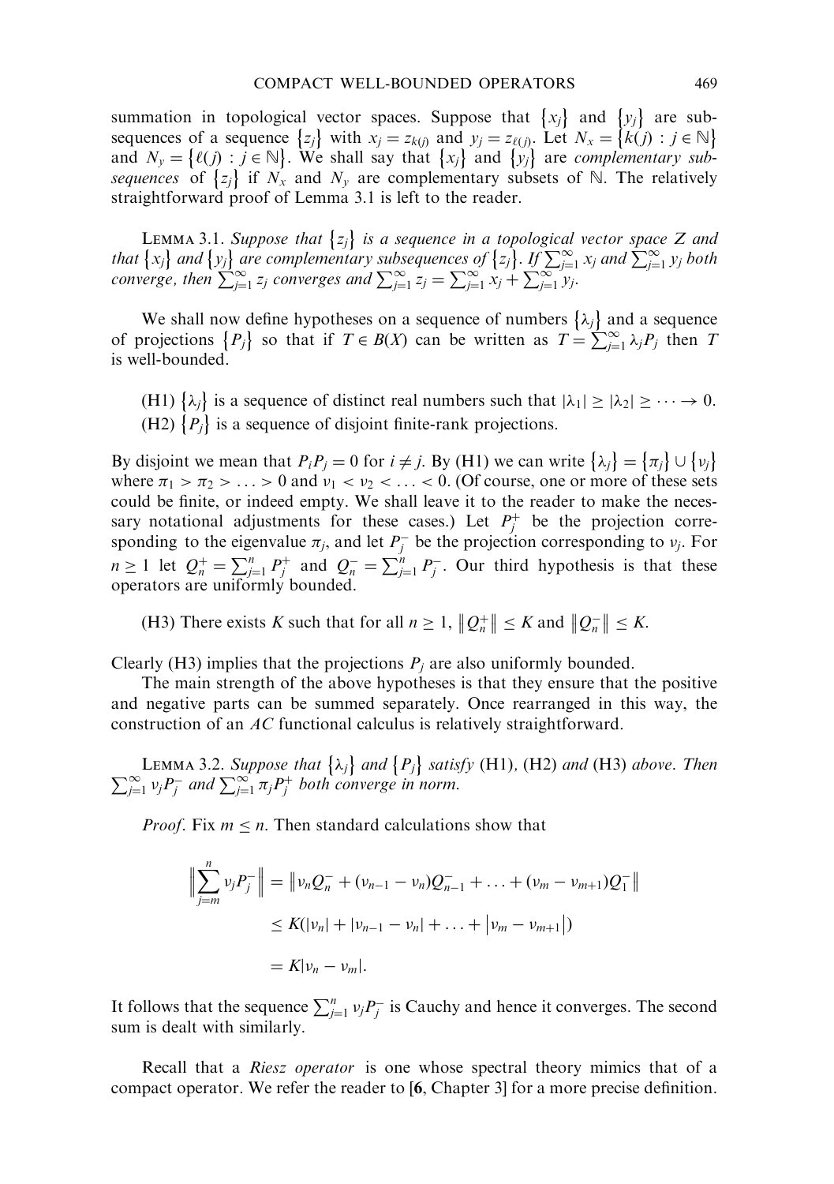summation in topological vector spaces. Suppose that $\{x_j\}$ and $\{y_j\}$ are subsequences of a sequence $\{z_j\}$ with $x_j = z_{k(j)}$ and $y_j = z_{\ell(j)}$. Let $N_x = \{k(j) : j \in \mathbb{N}\}$ and $N_y = \{\ell(j) : j \in \mathbb{N}\}$. We shall say that $\{x_j\}$ and $\{y_j\}$ are *complementary subsequences* of $\{z_j\}$ if $N_x$ and $N_y$ are complementary subsets of $\mathbb{N}$. The relatively straightforward proof of Lemma 3.1 is left to the reader.

LEMMA 3.1. *Suppose that $\{z_j\}$ is a sequence in a topological vector space $Z$ and that $\{x_j\}$ and $\{y_j\}$ are complementary subsequences of $\{z_j\}$. If $\sum_{j=1}^{\infty} x_j$ and $\sum_{j=1}^{\infty} y_j$ both converge, then $\sum_{j=1}^{\infty} z_j$ converges and $\sum_{j=1}^{\infty} z_j = \sum_{j=1}^{\infty} x_j + \sum_{j=1}^{\infty} y_j$.*

We shall now define hypotheses on a sequence of numbers $\{\lambda_j\}$ and a sequence of projections $\{P_j\}$ so that if $T \in B(X)$ can be written as $T = \sum_{j=1}^{\infty} \lambda_j P_j$ then $T$ is well-bounded.

(H1) $\{\lambda_j\}$ is a sequence of distinct real numbers such that $|\lambda_1| \geq |\lambda_2| \geq \cdots \to 0$.

(H2) $\{P_j\}$ is a sequence of disjoint finite-rank projections.

By disjoint we mean that $P_i P_j = 0$ for $i \neq j$. By (H1) we can write $\{\lambda_j\} = \{\pi_j\} \cup \{\nu_j\}$ where $\pi_1 > \pi_2 > \ldots > 0$ and $\nu_1 < \nu_2 < \ldots < 0$. (Of course, one or more of these sets could be finite, or indeed empty. We shall leave it to the reader to make the necessary notational adjustments for these cases.) Let $P_j^+$ be the projection corresponding to the eigenvalue $\pi_j$, and let $P_j^-$ be the projection corresponding to $\nu_j$. For $n \geq 1$ let $Q_n^+ = \sum_{j=1}^{n} P_j^+$ and $Q_n^- = \sum_{j=1}^{n} P_j^-$. Our third hypothesis is that these operators are uniformly bounded.

(H3) There exists $K$ such that for all $n \geq 1$, $\|Q_n^+\| \leq K$ and $\|Q_n^-\| \leq K$.

Clearly (H3) implies that the projections $P_j$ are also uniformly bounded.

The main strength of the above hypotheses is that they ensure that the positive and negative parts can be summed separately. Once rearranged in this way, the construction of an $AC$ functional calculus is relatively straightforward.

LEMMA 3.2. *Suppose that $\{\lambda_j\}$ and $\{P_j\}$ satisfy* (H1), (H2) *and* (H3) *above. Then $\sum_{j=1}^{\infty} \nu_j P_j^-$ and $\sum_{j=1}^{\infty} \pi_j P_j^+$ both converge in norm.*

*Proof.* Fix $m \leq n$. Then standard calculations show that

$$\begin{aligned}
\Big\| \sum_{j=m}^{n} \nu_j P_j^- \Big\| &= \big\| \nu_n Q_n^- + (\nu_{n-1} - \nu_n) Q_{n-1}^- + \ldots + (\nu_m - \nu_{m+1}) Q_1^- \big\| \\
&\leq K(|\nu_n| + |\nu_{n-1} - \nu_n| + \ldots + |\nu_m - \nu_{m+1}|) \\
&= K|\nu_n - \nu_m|.
\end{aligned}$$

It follows that the sequence $\sum_{j=1}^{n} \nu_j P_j^-$ is Cauchy and hence it converges. The second sum is dealt with similarly.

Recall that a *Riesz operator* is one whose spectral theory mimics that of a compact operator. We refer the reader to [**6**, Chapter 3] for a more precise definition.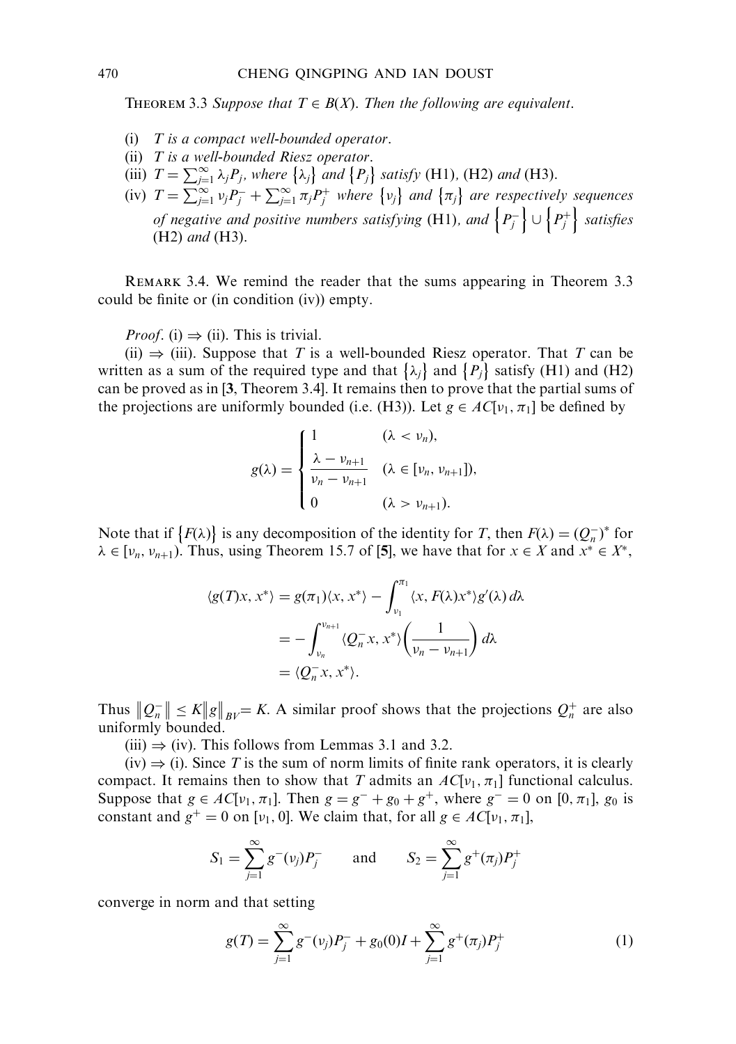**Theorem 3.3** *Suppose that $T \in B(X)$. Then the following are equivalent.*

(i) *$T$ is a compact well-bounded operator.*

(ii) *$T$ is a well-bounded Riesz operator.*

(iii) *$T = \sum_{j=1}^{\infty} \lambda_j P_j$, where $\{\lambda_j\}$ and $\{P_j\}$ satisfy* (H1), (H2) *and* (H3).

(iv) *$T = \sum_{j=1}^{\infty} \nu_j P_j^- + \sum_{j=1}^{\infty} \pi_j P_j^+$ where $\{\nu_j\}$ and $\{\pi_j\}$ are respectively sequences of negative and positive numbers satisfying* (H1), *and $\{P_j^-\} \cup \{P_j^+\}$ satisfies* (H2) *and* (H3).

Remark 3.4. We remind the reader that the sums appearing in Theorem 3.3 could be finite or (in condition (iv)) empty.

*Proof*. (i) $\Rightarrow$ (ii). This is trivial.

(ii) $\Rightarrow$ (iii). Suppose that $T$ is a well-bounded Riesz operator. That $T$ can be written as a sum of the required type and that $\{\lambda_j\}$ and $\{P_j\}$ satisfy (H1) and (H2) can be proved as in [**3**, Theorem 3.4]. It remains then to prove that the partial sums of the projections are uniformly bounded (i.e. (H3)). Let $g \in AC[\nu_1, \pi_1]$ be defined by

$$g(\lambda) = \begin{cases} 1 & (\lambda < \nu_n), \\ \dfrac{\lambda - \nu_{n+1}}{\nu_n - \nu_{n+1}} & (\lambda \in [\nu_n, \nu_{n+1}]), \\ 0 & (\lambda > \nu_{n+1}). \end{cases}$$

Note that if $\{F(\lambda)\}$ is any decomposition of the identity for $T$, then $F(\lambda) = (Q_n^-)^*$ for $\lambda \in [\nu_n, \nu_{n+1})$. Thus, using Theorem 15.7 of [**5**], we have that for $x \in X$ and $x^* \in X^*$,

$$\begin{aligned} \langle g(T)x, x^* \rangle &= g(\pi_1)\langle x, x^* \rangle - \int_{\nu_1}^{\pi_1} \langle x, F(\lambda)x^* \rangle g'(\lambda)\, d\lambda \\ &= -\int_{\nu_n}^{\nu_{n+1}} \langle Q_n^- x, x^* \rangle \left( \frac{1}{\nu_n - \nu_{n+1}} \right) d\lambda \\ &= \langle Q_n^- x, x^* \rangle. \end{aligned}$$

Thus $\|Q_n^-\| \le K\|g\|_{BV} = K$. A similar proof shows that the projections $Q_n^+$ are also uniformly bounded.

(iii) $\Rightarrow$ (iv). This follows from Lemmas 3.1 and 3.2.

(iv) $\Rightarrow$ (i). Since $T$ is the sum of norm limits of finite rank operators, it is clearly compact. It remains then to show that $T$ admits an $AC[\nu_1, \pi_1]$ functional calculus. Suppose that $g \in AC[\nu_1, \pi_1]$. Then $g = g^- + g_0 + g^+$, where $g^- = 0$ on $[0, \pi_1]$, $g_0$ is constant and $g^+ = 0$ on $[\nu_1, 0]$. We claim that, for all $g \in AC[\nu_1, \pi_1]$,

$$S_1 = \sum_{j=1}^{\infty} g^-(\nu_j) P_j^- \qquad \text{and} \qquad S_2 = \sum_{j=1}^{\infty} g^+(\pi_j) P_j^+$$

converge in norm and that setting

$$g(T) = \sum_{j=1}^{\infty} g^-(\nu_j) P_j^- + g_0(0) I + \sum_{j=1}^{\infty} g^+(\pi_j) P_j^+ \tag{1}$$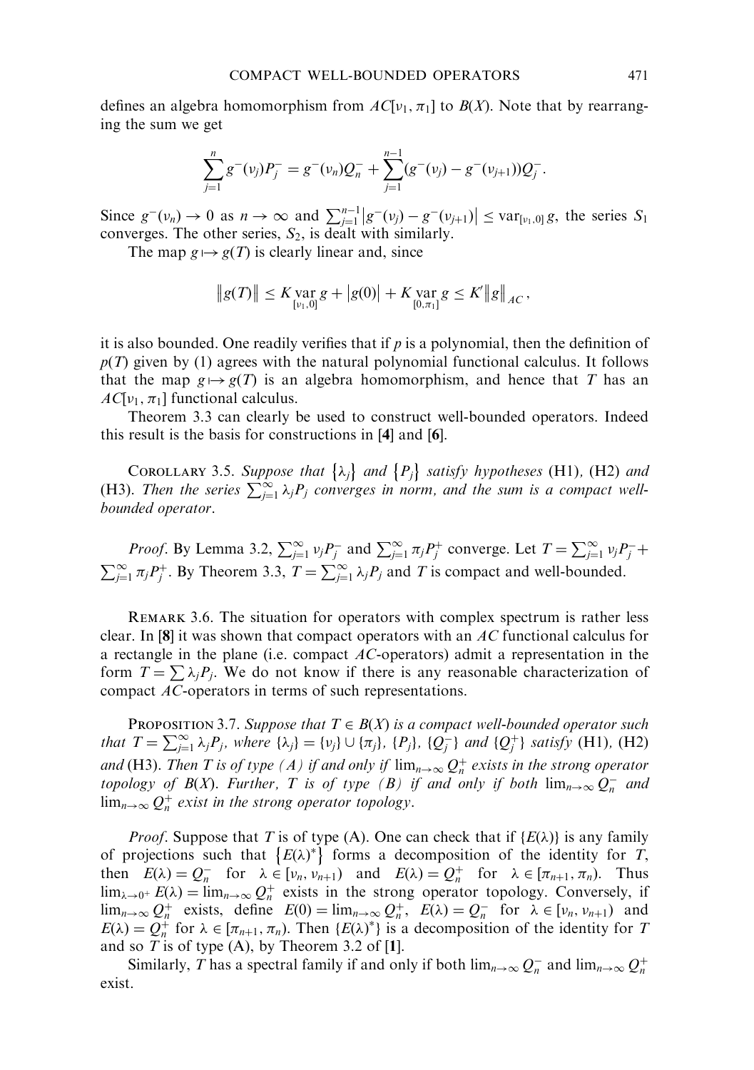defines an algebra homomorphism from $AC[\nu_1, \pi_1]$ to $B(X)$. Note that by rearranging the sum we get

$$\sum_{j=1}^{n} g^-(\nu_j)P_j^- = g^-(\nu_n)Q_n^- + \sum_{j=1}^{n-1}(g^-(\nu_j) - g^-(\nu_{j+1}))Q_j^-.$$

Since $g^-(\nu_n) \to 0$ as $n \to \infty$ and $\sum_{j=1}^{n-1}\left|g^-(\nu_j) - g^-(\nu_{j+1})\right| \leq \mathrm{var}_{[\nu_1,0]}\, g$, the series $S_1$ converges. The other series, $S_2$, is dealt with similarly.

The map $g \mapsto g(T)$ is clearly linear and, since

$$\left\|g(T)\right\| \leq K \operatorname*{var}_{[\nu_1,0]} g + \left|g(0)\right| + K \operatorname*{var}_{[0,\pi_1]} g \leq K' \left\|g\right\|_{AC},$$

it is also bounded. One readily verifies that if $p$ is a polynomial, then the definition of $p(T)$ given by (1) agrees with the natural polynomial functional calculus. It follows that the map $g \mapsto g(T)$ is an algebra homomorphism, and hence that $T$ has an $AC[\nu_1, \pi_1]$ functional calculus.

Theorem 3.3 can clearly be used to construct well-bounded operators. Indeed this result is the basis for constructions in [4] and [6].

Corollary 3.5. *Suppose that $\{\lambda_j\}$ and $\{P_j\}$ satisfy hypotheses* (H1), (H2) *and* (H3). *Then the series $\sum_{j=1}^{\infty} \lambda_j P_j$ converges in norm, and the sum is a compact well-bounded operator.*

*Proof*. By Lemma 3.2, $\sum_{j=1}^{\infty} \nu_j P_j^-$ and $\sum_{j=1}^{\infty} \pi_j P_j^+$ converge. Let $T = \sum_{j=1}^{\infty} \nu_j P_j^- + \sum_{j=1}^{\infty} \pi_j P_j^+$. By Theorem 3.3, $T = \sum_{j=1}^{\infty} \lambda_j P_j$ and $T$ is compact and well-bounded.

Remark 3.6. The situation for operators with complex spectrum is rather less clear. In [8] it was shown that compact operators with an $AC$ functional calculus for a rectangle in the plane (i.e. compact $AC$-operators) admit a representation in the form $T = \sum \lambda_j P_j$. We do not know if there is any reasonable characterization of compact $AC$-operators in terms of such representations.

Proposition 3.7. *Suppose that $T \in B(X)$ is a compact well-bounded operator such that $T = \sum_{j=1}^{\infty} \lambda_j P_j$, where $\{\lambda_j\} = \{\nu_j\} \cup \{\pi_j\}$, $\{P_j\}$, $\{Q_j^-\}$ and $\{Q_j^+\}$ satisfy* (H1), (H2) *and* (H3). *Then $T$ is of type (A) if and only if $\lim_{n\to\infty} Q_n^+$ exists in the strong operator topology of $B(X)$. Further, $T$ is of type (B) if and only if both $\lim_{n\to\infty} Q_n^-$ and $\lim_{n\to\infty} Q_n^+$ exist in the strong operator topology.*

*Proof*. Suppose that $T$ is of type (A). One can check that if $\{E(\lambda)\}$ is any family of projections such that $\{E(\lambda)^*\}$ forms a decomposition of the identity for $T$, then $E(\lambda) = Q_n^-$ for $\lambda \in [\nu_n, \nu_{n+1})$ and $E(\lambda) = Q_n^+$ for $\lambda \in [\pi_{n+1}, \pi_n)$. Thus $\lim_{\lambda\to 0^+} E(\lambda) = \lim_{n\to\infty} Q_n^+$ exists in the strong operator topology. Conversely, if $\lim_{n\to\infty} Q_n^+$ exists, define $E(0) = \lim_{n\to\infty} Q_n^+$, $E(\lambda) = Q_n^-$ for $\lambda \in [\nu_n, \nu_{n+1})$ and $E(\lambda) = Q_n^+$ for $\lambda \in [\pi_{n+1}, \pi_n)$. Then $\{E(\lambda)^*\}$ is a decomposition of the identity for $T$ and so $T$ is of type (A), by Theorem 3.2 of [1].

Similarly, $T$ has a spectral family if and only if both $\lim_{n\to\infty} Q_n^-$ and $\lim_{n\to\infty} Q_n^+$ exist.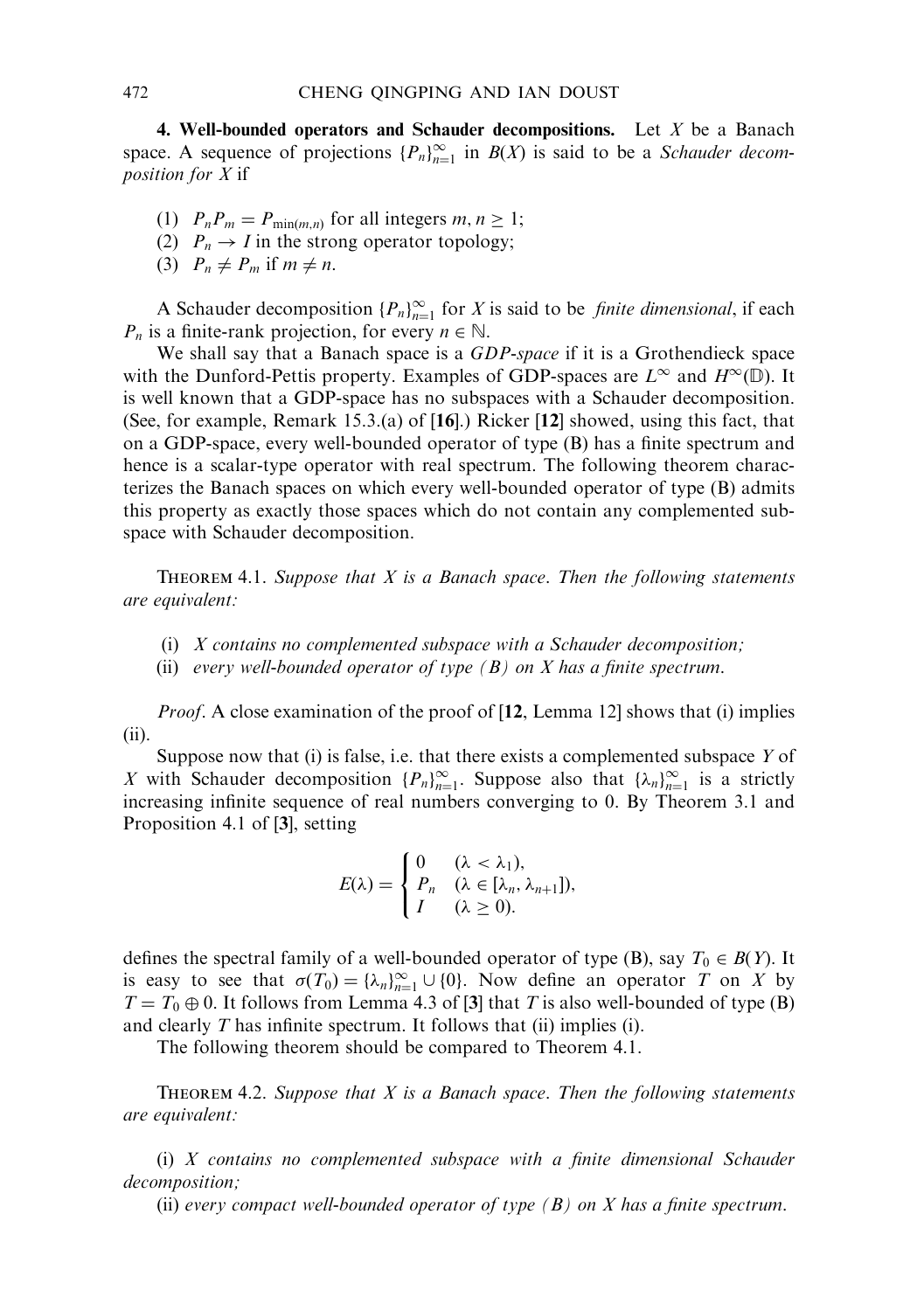**4. Well-bounded operators and Schauder decompositions.** Let $X$ be a Banach space. A sequence of projections $\{P_n\}_{n=1}^{\infty}$ in $B(X)$ is said to be a *Schauder decomposition for* $X$ if

(1) $P_n P_m = P_{\min(m,n)}$ for all integers $m, n \geq 1$;
(2) $P_n \to I$ in the strong operator topology;
(3) $P_n \neq P_m$ if $m \neq n$.

A Schauder decomposition $\{P_n\}_{n=1}^{\infty}$ for $X$ is said to be *finite dimensional*, if each $P_n$ is a finite-rank projection, for every $n \in \mathbb{N}$.

We shall say that a Banach space is a *GDP-space* if it is a Grothendieck space with the Dunford-Pettis property. Examples of GDP-spaces are $L^{\infty}$ and $H^{\infty}(\mathbb{D})$. It is well known that a GDP-space has no subspaces with a Schauder decomposition. (See, for example, Remark 15.3.(a) of [**16**].) Ricker [**12**] showed, using this fact, that on a GDP-space, every well-bounded operator of type (B) has a finite spectrum and hence is a scalar-type operator with real spectrum. The following theorem characterizes the Banach spaces on which every well-bounded operator of type (B) admits this property as exactly those spaces which do not contain any complemented subspace with Schauder decomposition.

Theorem 4.1. *Suppose that $X$ is a Banach space. Then the following statements are equivalent:*

(i) *$X$ contains no complemented subspace with a Schauder decomposition;*
(ii) *every well-bounded operator of type (B) on $X$ has a finite spectrum.*

*Proof*. A close examination of the proof of [**12**, Lemma 12] shows that (i) implies (ii).

Suppose now that (i) is false, i.e. that there exists a complemented subspace $Y$ of $X$ with Schauder decomposition $\{P_n\}_{n=1}^{\infty}$. Suppose also that $\{\lambda_n\}_{n=1}^{\infty}$ is a strictly increasing infinite sequence of real numbers converging to 0. By Theorem 3.1 and Proposition 4.1 of [**3**], setting

$$E(\lambda) = \begin{cases} 0 & (\lambda < \lambda_1), \\ P_n & (\lambda \in [\lambda_n, \lambda_{n+1}]), \\ I & (\lambda \geq 0). \end{cases}$$

defines the spectral family of a well-bounded operator of type (B), say $T_0 \in B(Y)$. It is easy to see that $\sigma(T_0) = \{\lambda_n\}_{n=1}^{\infty} \cup \{0\}$. Now define an operator $T$ on $X$ by $T = T_0 \oplus 0$. It follows from Lemma 4.3 of [**3**] that $T$ is also well-bounded of type (B) and clearly $T$ has infinite spectrum. It follows that (ii) implies (i).

The following theorem should be compared to Theorem 4.1.

Theorem 4.2. *Suppose that $X$ is a Banach space. Then the following statements are equivalent:*

(i) *$X$ contains no complemented subspace with a finite dimensional Schauder decomposition;*

(ii) *every compact well-bounded operator of type (B) on $X$ has a finite spectrum.*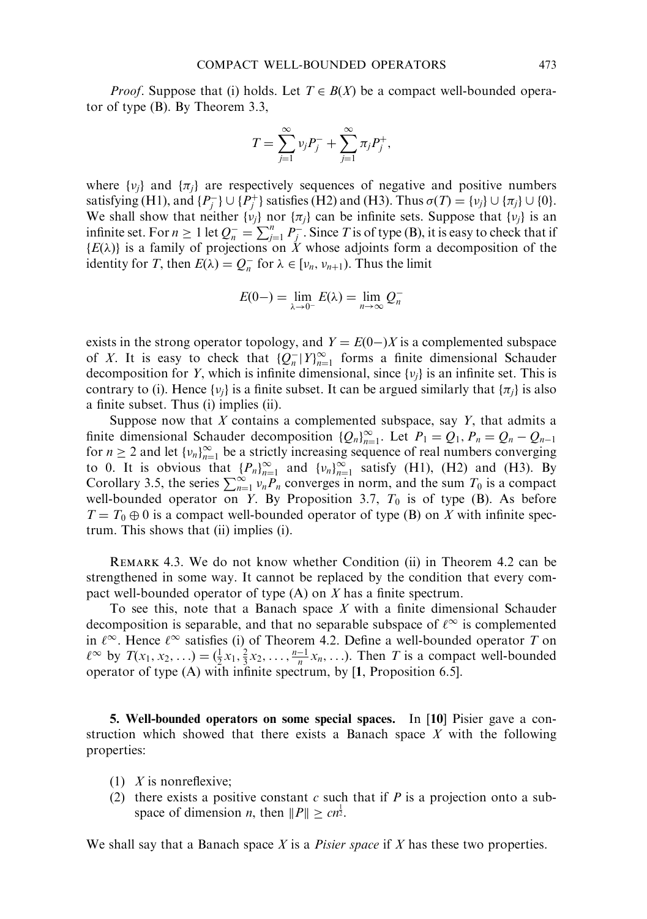*Proof*. Suppose that (i) holds. Let $T \in B(X)$ be a compact well-bounded operator of type (B). By Theorem 3.3,

$$T = \sum_{j=1}^{\infty} \nu_j P_j^- + \sum_{j=1}^{\infty} \pi_j P_j^+,$$

where $\{\nu_j\}$ and $\{\pi_j\}$ are respectively sequences of negative and positive numbers satisfying (H1), and $\{P_j^-\} \cup \{P_j^+\}$ satisfies (H2) and (H3). Thus $\sigma(T) = \{\nu_j\} \cup \{\pi_j\} \cup \{0\}$. We shall show that neither $\{\nu_j\}$ nor $\{\pi_j\}$ can be infinite sets. Suppose that $\{\nu_j\}$ is an infinite set. For $n \geq 1$ let $Q_n^- = \sum_{j=1}^{n} P_j^-$. Since $T$ is of type (B), it is easy to check that if $\{E(\lambda)\}$ is a family of projections on $X$ whose adjoints form a decomposition of the identity for $T$, then $E(\lambda) = Q_n^-$ for $\lambda \in [\nu_n, \nu_{n+1})$. Thus the limit

$$E(0-) = \lim_{\lambda \to 0^-} E(\lambda) = \lim_{n \to \infty} Q_n^-$$

exists in the strong operator topology, and $Y = E(0-)X$ is a complemented subspace of $X$. It is easy to check that $\{Q_n^-|Y\}_{n=1}^{\infty}$ forms a finite dimensional Schauder decomposition for $Y$, which is infinite dimensional, since $\{\nu_j\}$ is an infinite set. This is contrary to (i). Hence $\{\nu_j\}$ is a finite subset. It can be argued similarly that $\{\pi_j\}$ is also a finite subset. Thus (i) implies (ii).

Suppose now that $X$ contains a complemented subspace, say $Y$, that admits a finite dimensional Schauder decomposition $\{Q_n\}_{n=1}^{\infty}$. Let $P_1 = Q_1$, $P_n = Q_n - Q_{n-1}$ for $n \geq 2$ and let $\{\nu_n\}_{n=1}^{\infty}$ be a strictly increasing sequence of real numbers converging to 0. It is obvious that $\{P_n\}_{n=1}^{\infty}$ and $\{\nu_n\}_{n=1}^{\infty}$ satisfy (H1), (H2) and (H3). By Corollary 3.5, the series $\sum_{n=1}^{\infty} \nu_n P_n$ converges in norm, and the sum $T_0$ is a compact well-bounded operator on $Y$. By Proposition 3.7, $T_0$ is of type (B). As before $T = T_0 \oplus 0$ is a compact well-bounded operator of type (B) on $X$ with infinite spectrum. This shows that (ii) implies (i).

REMARK 4.3. We do not know whether Condition (ii) in Theorem 4.2 can be strengthened in some way. It cannot be replaced by the condition that every compact well-bounded operator of type (A) on $X$ has a finite spectrum.

To see this, note that a Banach space $X$ with a finite dimensional Schauder decomposition is separable, and that no separable subspace of $\ell^{\infty}$ is complemented in $\ell^{\infty}$. Hence $\ell^{\infty}$ satisfies (i) of Theorem 4.2. Define a well-bounded operator $T$ on $\ell^{\infty}$ by $T(x_1, x_2, \ldots) = (\frac{1}{2}x_1, \frac{2}{3}x_2, \ldots, \frac{n-1}{n}x_n, \ldots)$. Then $T$ is a compact well-bounded operator of type (A) with infinite spectrum, by [**1**, Proposition 6.5].

## 5. Well-bounded operators on some special spaces.

In [**10**] Pisier gave a construction which showed that there exists a Banach space $X$ with the following properties:

(1) $X$ is nonreflexive;
(2) there exists a positive constant $c$ such that if $P$ is a projection onto a subspace of dimension $n$, then $\|P\| \geq cn^{\frac{1}{2}}$.

We shall say that a Banach space $X$ is a *Pisier space* if $X$ has these two properties.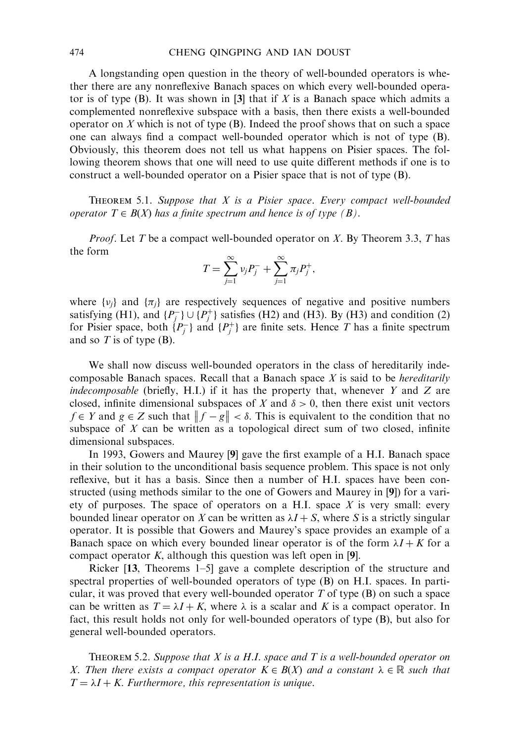A longstanding open question in the theory of well-bounded operators is whether there are any nonreflexive Banach spaces on which every well-bounded operator is of type (B). It was shown in [**3**] that if $X$ is a Banach space which admits a complemented nonreflexive subspace with a basis, then there exists a well-bounded operator on $X$ which is not of type (B). Indeed the proof shows that on such a space one can always find a compact well-bounded operator which is not of type (B). Obviously, this theorem does not tell us what happens on Pisier spaces. The following theorem shows that one will need to use quite different methods if one is to construct a well-bounded operator on a Pisier space that is not of type (B).

Theorem 5.1. *Suppose that $X$ is a Pisier space. Every compact well-bounded operator $T \in B(X)$ has a finite spectrum and hence is of type (B).*

*Proof*. Let $T$ be a compact well-bounded operator on $X$. By Theorem 3.3, $T$ has the form

$$T = \sum_{j=1}^{\infty} \nu_j P_j^- + \sum_{j=1}^{\infty} \pi_j P_j^+,$$

where $\{\nu_j\}$ and $\{\pi_j\}$ are respectively sequences of negative and positive numbers satisfying (H1), and $\{P_j^-\} \cup \{P_j^+\}$ satisfies (H2) and (H3). By (H3) and condition (2) for Pisier space, both $\{P_j^-\}$ and $\{P_j^+\}$ are finite sets. Hence $T$ has a finite spectrum and so $T$ is of type (B).

We shall now discuss well-bounded operators in the class of hereditarily indecomposable Banach spaces. Recall that a Banach space $X$ is said to be *hereditarily indecomposable* (briefly, H.I.) if it has the property that, whenever $Y$ and $Z$ are closed, infinite dimensional subspaces of $X$ and $\delta > 0$, then there exist unit vectors $f \in Y$ and $g \in Z$ such that $\|f - g\| < \delta$. This is equivalent to the condition that no subspace of $X$ can be written as a topological direct sum of two closed, infinite dimensional subspaces.

In 1993, Gowers and Maurey [**9**] gave the first example of a H.I. Banach space in their solution to the unconditional basis sequence problem. This space is not only reflexive, but it has a basis. Since then a number of H.I. spaces have been constructed (using methods similar to the one of Gowers and Maurey in [**9**]) for a variety of purposes. The space of operators on a H.I. space $X$ is very small: every bounded linear operator on $X$ can be written as $\lambda I + S$, where $S$ is a strictly singular operator. It is possible that Gowers and Maurey's space provides an example of a Banach space on which every bounded linear operator is of the form $\lambda I + K$ for a compact operator $K$, although this question was left open in [**9**].

Ricker [**13**, Theorems 1–5] gave a complete description of the structure and spectral properties of well-bounded operators of type (B) on H.I. spaces. In particular, it was proved that every well-bounded operator $T$ of type (B) on such a space can be written as $T = \lambda I + K$, where $\lambda$ is a scalar and $K$ is a compact operator. In fact, this result holds not only for well-bounded operators of type (B), but also for general well-bounded operators.

Theorem 5.2. *Suppose that $X$ is a H.I. space and $T$ is a well-bounded operator on $X$. Then there exists a compact operator $K \in B(X)$ and a constant $\lambda \in \mathbb{R}$ such that $T = \lambda I + K$. Furthermore, this representation is unique.*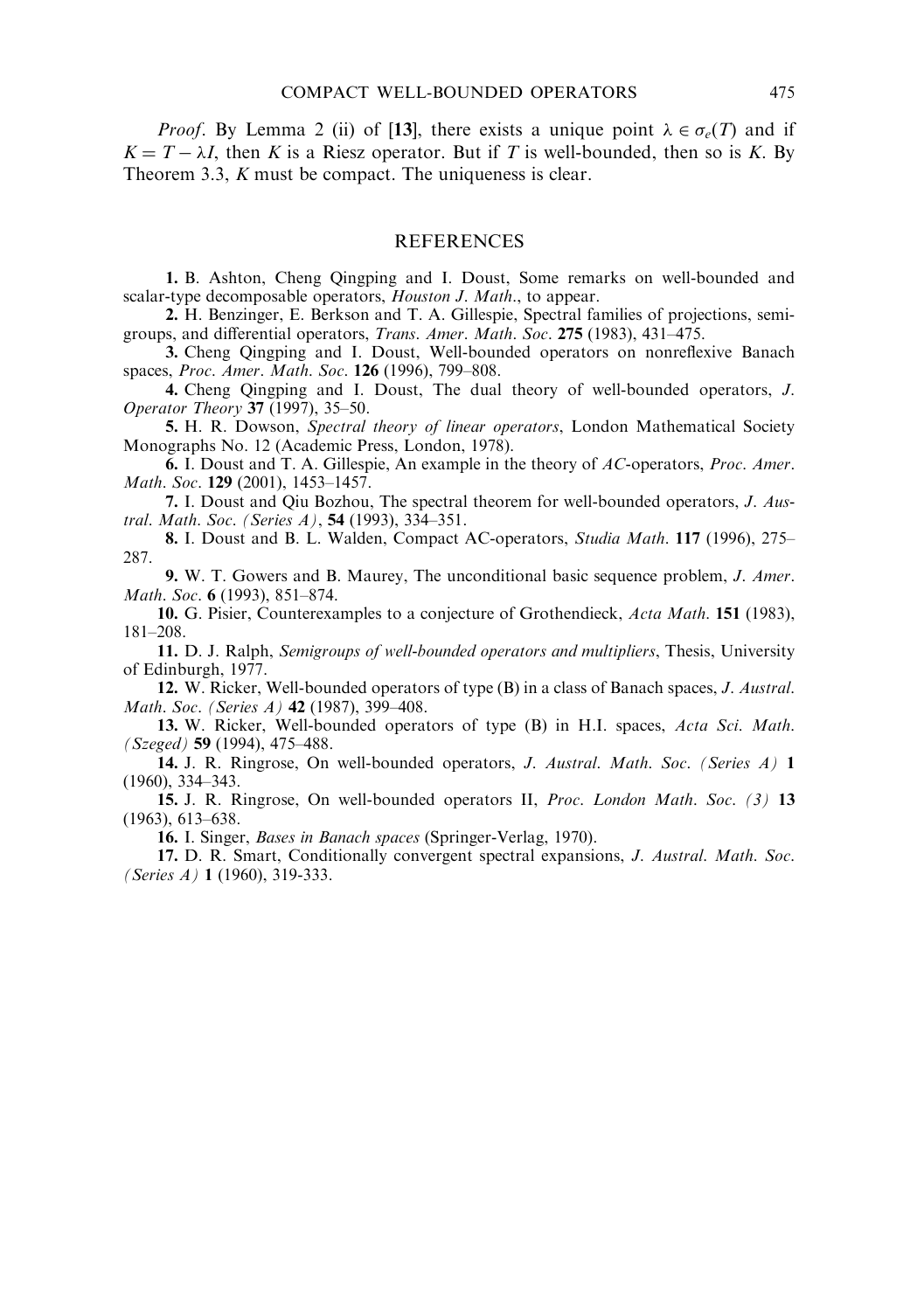*Proof*. By Lemma 2 (ii) of [**13**], there exists a unique point $\lambda \in \sigma_e(T)$ and if $K = T - \lambda I$, then $K$ is a Riesz operator. But if $T$ is well-bounded, then so is $K$. By Theorem 3.3, $K$ must be compact. The uniqueness is clear.

## REFERENCES

**1.** B. Ashton, Cheng Qingping and I. Doust, Some remarks on well-bounded and scalar-type decomposable operators, *Houston J. Math*., to appear.

**2.** H. Benzinger, E. Berkson and T. A. Gillespie, Spectral families of projections, semigroups, and differential operators, *Trans. Amer. Math. Soc*. **275** (1983), 431–475.

**3.** Cheng Qingping and I. Doust, Well-bounded operators on nonreflexive Banach spaces, *Proc. Amer. Math. Soc*. **126** (1996), 799–808.

**4.** Cheng Qingping and I. Doust, The dual theory of well-bounded operators, *J. Operator Theory* **37** (1997), 35–50.

**5.** H. R. Dowson, *Spectral theory of linear operators*, London Mathematical Society Monographs No. 12 (Academic Press, London, 1978).

**6.** I. Doust and T. A. Gillespie, An example in the theory of *AC*-operators, *Proc. Amer. Math. Soc*. **129** (2001), 1453–1457.

**7.** I. Doust and Qiu Bozhou, The spectral theorem for well-bounded operators, *J. Austral. Math. Soc. (Series A)*, **54** (1993), 334–351.

**8.** I. Doust and B. L. Walden, Compact AC-operators, *Studia Math*. **117** (1996), 275–287.

**9.** W. T. Gowers and B. Maurey, The unconditional basic sequence problem, *J. Amer. Math. Soc*. **6** (1993), 851–874.

**10.** G. Pisier, Counterexamples to a conjecture of Grothendieck, *Acta Math*. **151** (1983), 181–208.

**11.** D. J. Ralph, *Semigroups of well-bounded operators and multipliers*, Thesis, University of Edinburgh, 1977.

**12.** W. Ricker, Well-bounded operators of type (B) in a class of Banach spaces, *J. Austral. Math. Soc. (Series A)* **42** (1987), 399–408.

**13.** W. Ricker, Well-bounded operators of type (B) in H.I. spaces, *Acta Sci. Math. (Szeged)* **59** (1994), 475–488.

**14.** J. R. Ringrose, On well-bounded operators, *J. Austral. Math. Soc. (Series A)* **1** (1960), 334–343.

**15.** J. R. Ringrose, On well-bounded operators II, *Proc. London Math. Soc. (3)* **13** (1963), 613–638.

**16.** I. Singer, *Bases in Banach spaces* (Springer-Verlag, 1970).

**17.** D. R. Smart, Conditionally convergent spectral expansions, *J. Austral. Math. Soc. (Series A)* **1** (1960), 319-333.